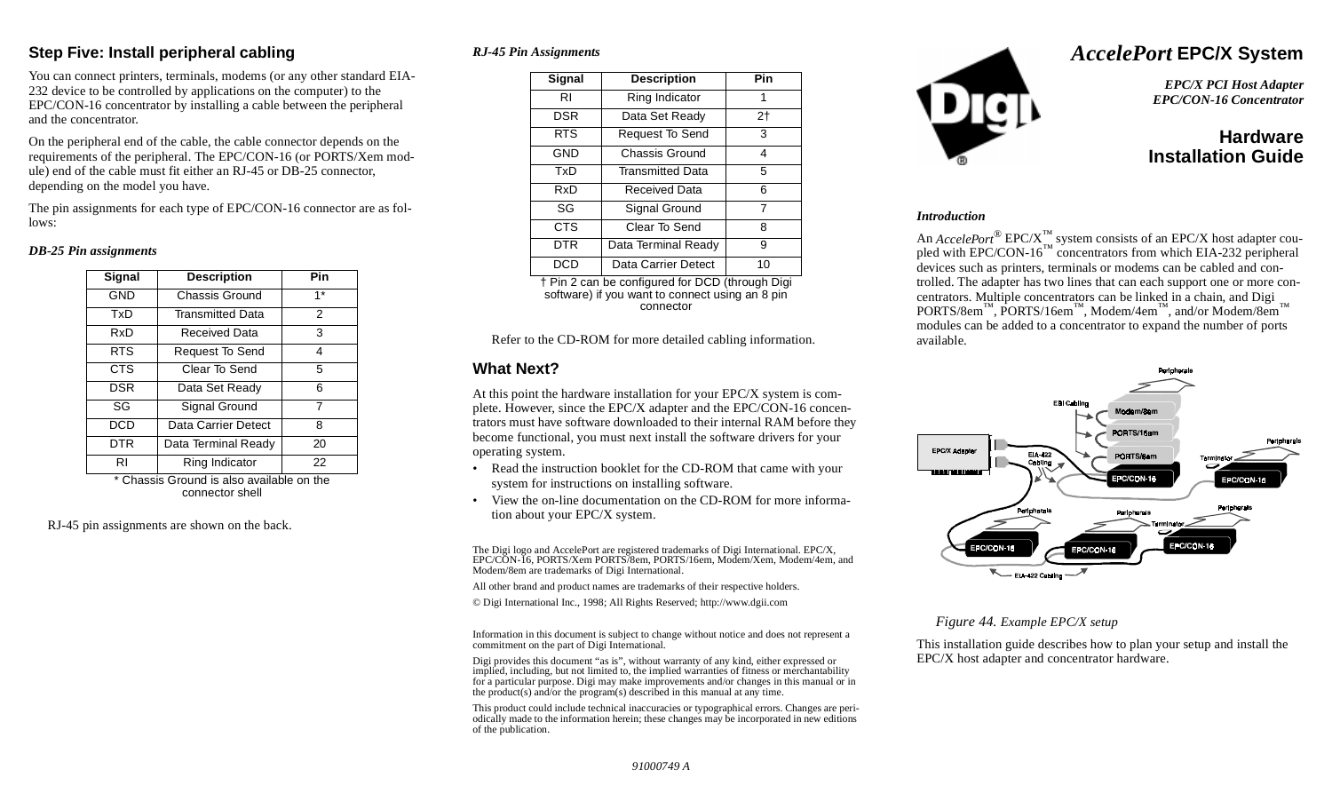## Step Five: Install peripheral cabling

You can connect printers, terminals, modems (or any other standard EIA-232 device to be controlled by applications on the computer) to the EPC/CON-16 concentrator by installing a cable between the peripheral and the concentrator.

On the peripheral end of the cable, the cable connector depends on the requirements of the peripheral. The EPC/CON-16 (or PORTS/Xem module) end of the cable must fit either an RJ-45 or DB-25 connector, depending on the model you have.

The pin assignments for each type of EPC/CON-16 connector are as follows:

### *DB-25 Pin assignments*

| Signal | Description | Pin |
|---|---|---|
| GND | Chassis Ground | 1* |
| TxD | Transmitted Data | 2 |
| RxD | Received Data | 3 |
| RTS | Request To Send | 4 |
| CTS | Clear To Send | 5 |
| DSR | Data Set Ready | 6 |
| SG | Signal Ground | 7 |
| DCD | Data Carrier Detect | 8 |
| DTR | Data Terminal Ready | 20 |
| RI | Ring Indicator | 22 |

\* Chassis Ground is also available on the connector shell

RJ-45 pin assignments are shown on the back.

### *RJ-45 Pin Assignments*

| Signal | Description | Pin |
|---|---|---|
| RI | Ring Indicator | 1 |
| DSR | Data Set Ready | 2† |
| RTS | Request To Send | 3 |
| GND | Chassis Ground | 4 |
| TxD | Transmitted Data | 5 |
| RxD | Received Data | 6 |
| SG | Signal Ground | 7 |
| CTS | Clear To Send | 8 |
| DTR | Data Terminal Ready | 9 |
| DCD | Data Carrier Detect | 10 |

† Pin 2 can be configured for DCD (through Digi software) if you want to connect using an 8 pin connector

Refer to the CD-ROM for more detailed cabling information.

## What Next?

At this point the hardware installation for your EPC/X system is complete. However, since the EPC/X adapter and the EPC/CON-16 concentrators must have software downloaded to their internal RAM before they become functional, you must next install the software drivers for your operating system.

- Read the instruction booklet for the CD-ROM that came with your system for instructions on installing software.
- View the on-line documentation on the CD-ROM for more information about your EPC/X system.

The Digi logo and AccelePort are registered trademarks of Digi International. EPC/X, EPC/CON-16, PORTS/Xem PORTS/8em, PORTS/16em, Modem/Xem, Modem/4em, and Modem/8em are trademarks of Digi International.

All other brand and product names are trademarks of their respective holders.

© Digi International Inc., 1998; All Rights Reserved; http://www.dgii.com

Information in this document is subject to change without notice and does not represent a commitment on the part of Digi International.

Digi provides this document "as is", without warranty of any kind, either expressed or implied, including, but not limited to, the implied warranties of fitness or merchantability for a particular purpose. Digi may make improvements and/or changes in this manual or in the product(s) and/or the program(s) described in this manual at any time.

This product could include technical inaccuracies or typographical errors. Changes are periodically made to the information herein; these changes may be incorporated in new editions of the publication.

91000749 A

# *AccelePort* EPC/X System

***EPC/X PCI Host Adapter***
***EPC/CON-16 Concentrator***

## Hardware Installation Guide

### *Introduction*

An *AccelePort*® EPC/X™ system consists of an EPC/X host adapter coupled with EPC/CON-16™ concentrators from which EIA-232 peripheral devices such as printers, terminals or modems can be cabled and controlled. The adapter has two lines that can each support one or more concentrators. Multiple concentrators can be linked in a chain, and Digi PORTS/8em™, PORTS/16em™, Modem/4em™, and/or Modem/8em™ modules can be added to a concentrator to expand the number of ports available.

*Figure 44. Example EPC/X setup*

This installation guide describes how to plan your setup and install the EPC/X host adapter and concentrator hardware.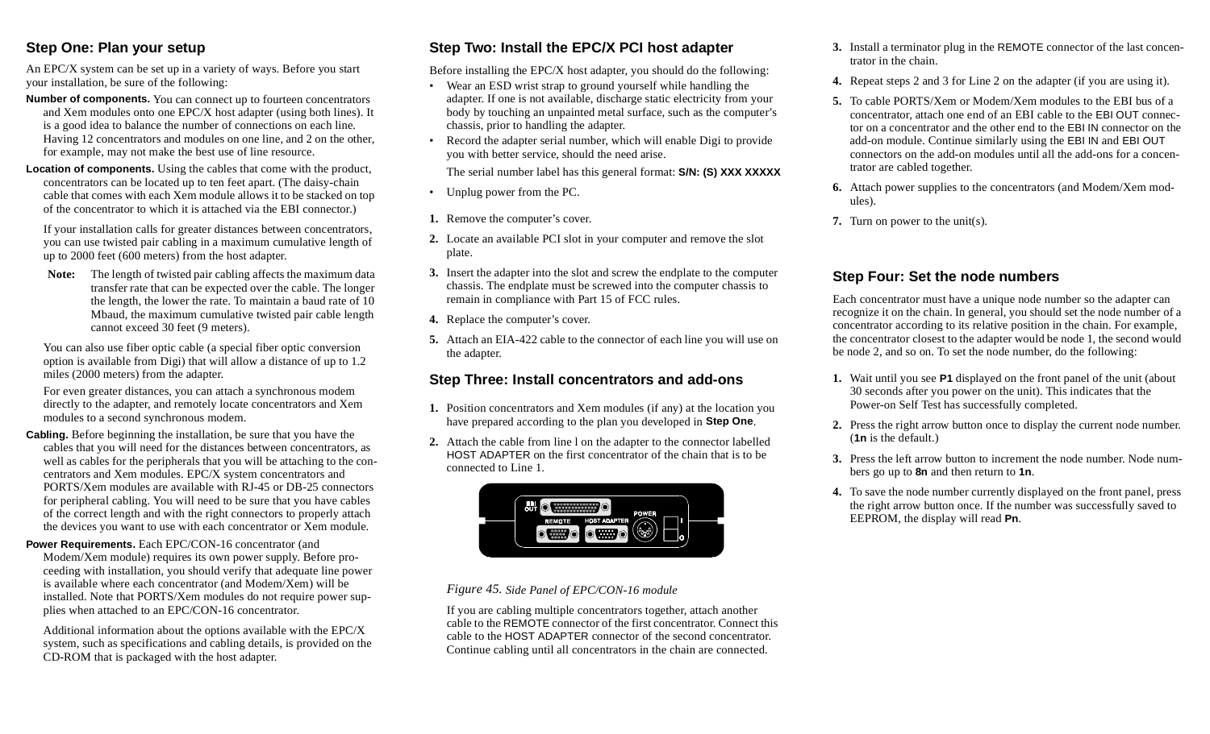## Step One: Plan your setup

An EPC/X system can be set up in a variety of ways. Before you start your installation, be sure of the following:

**Number of components.** You can connect up to fourteen concentrators and Xem modules onto one EPC/X host adapter (using both lines). It is a good idea to balance the number of connections on each line. Having 12 concentrators and modules on one line, and 2 on the other, for example, may not make the best use of line resource.

**Location of components.** Using the cables that come with the product, concentrators can be located up to ten feet apart. (The daisy-chain cable that comes with each Xem module allows it to be stacked on top of the concentrator to which it is attached via the EBI connector.)

If your installation calls for greater distances between concentrators, you can use twisted pair cabling in a maximum cumulative length of up to 2000 feet (600 meters) from the host adapter.

**Note:** The length of twisted pair cabling affects the maximum data transfer rate that can be expected over the cable. The longer the length, the lower the rate. To maintain a baud rate of 10 Mbaud, the maximum cumulative twisted pair cable length cannot exceed 30 feet (9 meters).

You can also use fiber optic cable (a special fiber optic conversion option is available from Digi) that will allow a distance of up to 1.2 miles (2000 meters) from the adapter.

For even greater distances, you can attach a synchronous modem directly to the adapter, and remotely locate concentrators and Xem modules to a second synchronous modem.

**Cabling.** Before beginning the installation, be sure that you have the cables that you will need for the distances between concentrators, as well as cables for the peripherals that you will be attaching to the concentrators and Xem modules. EPC/X system concentrators and PORTS/Xem modules are available with RJ-45 or DB-25 connectors for peripheral cabling. You will need to be sure that you have cables of the correct length and with the right connectors to properly attach the devices you want to use with each concentrator or Xem module.

**Power Requirements.** Each EPC/CON-16 concentrator (and Modem/Xem module) requires its own power supply. Before proceeding with installation, you should verify that adequate line power is available where each concentrator (and Modem/Xem) will be installed. Note that PORTS/Xem modules do not require power supplies when attached to an EPC/CON-16 concentrator.

Additional information about the options available with the EPC/X system, such as specifications and cabling details, is provided on the CD-ROM that is packaged with the host adapter.

## Step Two: Install the EPC/X PCI host adapter

Before installing the EPC/X host adapter, you should do the following:

- Wear an ESD wrist strap to ground yourself while handling the adapter. If one is not available, discharge static electricity from your body by touching an unpainted metal surface, such as the computer's chassis, prior to handling the adapter.
- Record the adapter serial number, which will enable Digi to provide you with better service, should the need arise.

  The serial number label has this general format: **S/N: (S) XXX XXXXX**
- Unplug power from the PC.

1. Remove the computer's cover.
2. Locate an available PCI slot in your computer and remove the slot plate.
3. Insert the adapter into the slot and screw the endplate to the computer chassis. The endplate must be screwed into the computer chassis to remain in compliance with Part 15 of FCC rules.
4. Replace the computer's cover.
5. Attach an EIA-422 cable to the connector of each line you will use on the adapter.

## Step Three: Install concentrators and add-ons

1. Position concentrators and Xem modules (if any) at the location you have prepared according to the plan you developed in **Step One**.
2. Attach the cable from line l on the adapter to the connector labelled HOST ADAPTER on the first concentrator of the chain that is to be connected to Line 1.

EBI OUT
REMOTE
HOST ADAPTER
POWER

*Figure 45. Side Panel of EPC/CON-16 module*

If you are cabling multiple concentrators together, attach another cable to the REMOTE connector of the first concentrator. Connect this cable to the HOST ADAPTER connector of the second concentrator. Continue cabling until all concentrators in the chain are connected.

3. Install a terminator plug in the REMOTE connector of the last concentrator in the chain.
4. Repeat steps 2 and 3 for Line 2 on the adapter (if you are using it).
5. To cable PORTS/Xem or Modem/Xem modules to the EBI bus of a concentrator, attach one end of an EBI cable to the EBI OUT connector on a concentrator and the other end to the EBI IN connector on the add-on module. Continue similarly using the EBI IN and EBI OUT connectors on the add-on modules until all the add-ons for a concentrator are cabled together.
6. Attach power supplies to the concentrators (and Modem/Xem modules).
7. Turn on power to the unit(s).

## Step Four: Set the node numbers

Each concentrator must have a unique node number so the adapter can recognize it on the chain. In general, you should set the node number of a concentrator according to its relative position in the chain. For example, the concentrator closest to the adapter would be node 1, the second would be node 2, and so on. To set the node number, do the following:

1. Wait until you see **P1** displayed on the front panel of the unit (about 30 seconds after you power on the unit). This indicates that the Power-on Self Test has successfully completed.
2. Press the right arrow button once to display the current node number. (**1n** is the default.)
3. Press the left arrow button to increment the node number. Node numbers go up to **8n** and then return to **1n**.
4. To save the node number currently displayed on the front panel, press the right arrow button once. If the number was successfully saved to EEPROM, the display will read **Pn**.